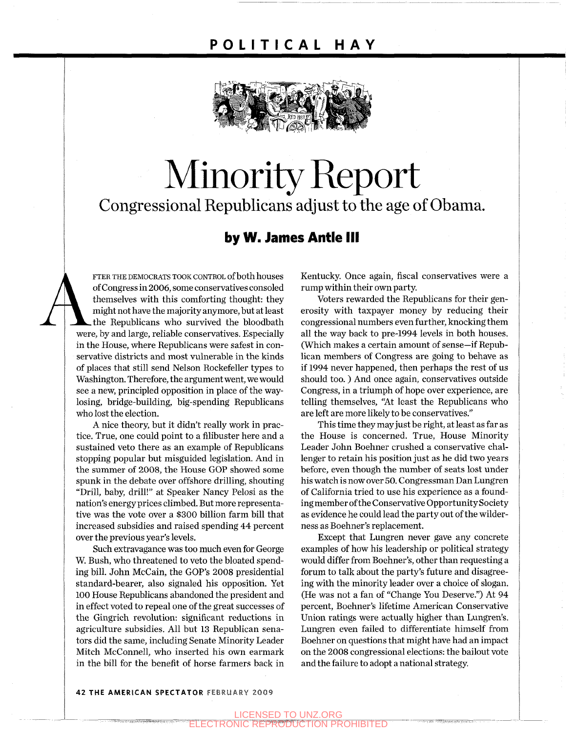# Minority Report

## Congressional Republicans adjust to the age of Obama.

**by W. James Antle III**

After the Democrats took control of both houses of Congress in 2006, some conservatives consoled themselves with this comforting thought: they might not have the majority anymore, but at least the Republicans who survived the bloodbath were, by and large, reliable conservatives. Especially in the House, where Republicans were safest in conservative districts and most vulnerable in the kinds of places that still send Nelson Rockefeller types to Washington. Therefore, the argument went, we would see a new, principled opposition in place of the way-losing, bridge-building, big-spending Republicans who lost the election.

A nice theory, but it didn't really work in practice. True, one could point to a filibuster here and a sustained veto there as an example of Republicans stopping popular but misguided legislation. And in the summer of 2008, the House GOP showed some spunk in the debate over offshore drilling, shouting "Drill, baby, drill!" at Speaker Nancy Pelosi as the nation's energy prices climbed. But more representative was the vote over a $300 billion farm bill that increased subsidies and raised spending 44 percent over the previous year's levels.

Such extravagance was too much even for George W. Bush, who threatened to veto the bloated spending bill. John McCain, the GOP's 2008 presidential standard-bearer, also signaled his opposition. Yet 100 House Republicans abandoned the president and in effect voted to repeal one of the great successes of the Gingrich revolution: significant reductions in agriculture subsidies. All but 13 Republican senators did the same, including Senate Minority Leader Mitch McConnell, who inserted his own earmark in the bill for the benefit of horse farmers back in Kentucky. Once again, fiscal conservatives were a rump within their own party.

Voters rewarded the Republicans for their generosity with taxpayer money by reducing their congressional numbers even further, knocking them all the way back to pre-1994 levels in both houses. (Which makes a certain amount of sense—if Republican members of Congress are going to behave as if 1994 never happened, then perhaps the rest of us should too.) And once again, conservatives outside Congress, in a triumph of hope over experience, are telling themselves, "At least the Republicans who are left are more likely to be conservatives."

This time they may just be right, at least as far as the House is concerned. True, House Minority Leader John Boehner crushed a conservative challenger to retain his position just as he did two years before, even though the number of seats lost under his watch is now over 50. Congressman Dan Lungren of California tried to use his experience as a founding member of the Conservative Opportunity Society as evidence he could lead the party out of the wilderness as Boehner's replacement.

Except that Lungren never gave any concrete examples of how his leadership or political strategy would differ from Boehner's, other than requesting a forum to talk about the party's future and disagreeing with the minority leader over a choice of slogan. (He was not a fan of "Change You Deserve.") At 94 percent, Boehner's lifetime American Conservative Union ratings were actually higher than Lungren's. Lungren even failed to differentiate himself from Boehner on questions that might have had an impact on the 2008 congressional elections: the bailout vote and the failure to adopt a national strategy.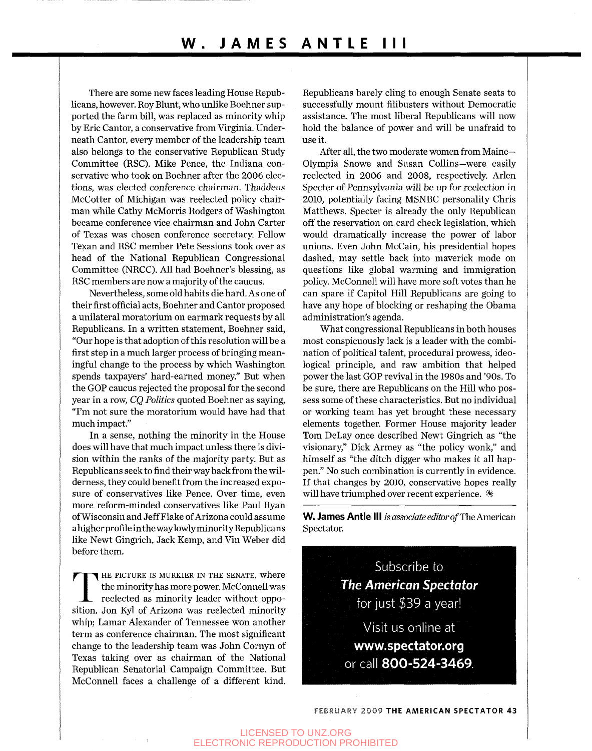There are some new faces leading House Republicans, however. Roy Blunt, who unlike Boehner supported the farm bill, was replaced as minority whip by Eric Cantor, a conservative from Virginia. Underneath Cantor, every member of the leadership team also belongs to the conservative Republican Study Committee (RSC). Mike Pence, the Indiana conservative who took on Boehner after the 2006 elections, was elected conference chairman. Thaddeus McCotter of Michigan was reelected policy chairman while Cathy McMorris Rodgers of Washington became conference vice chairman and John Carter of Texas was chosen conference secretary. Fellow Texan and RSC member Pete Sessions took over as head of the National Republican Congressional Committee (NRCC). All had Boehner's blessing, as RSC members are now a majority of the caucus.

Nevertheless, some old habits die hard. As one of their first official acts, Boehner and Cantor proposed a unilateral moratorium on earmark requests by all Republicans. In a written statement, Boehner said, "Our hope is that adoption of this resolution will be a first step in a much larger process of bringing meaningful change to the process by which Washington spends taxpayers' hard-earned money." But when the GOP caucus rejected the proposal for the second year in a row, *CQ Politics* quoted Boehner as saying, "I'm not sure the moratorium would have had that much impact."

In a sense, nothing the minority in the House does will have that much impact unless there is division within the ranks of the majority party. But as Republicans seek to find their way back from the wilderness, they could benefit from the increased exposure of conservatives like Pence. Over time, even more reform-minded conservatives like Paul Ryan of Wisconsin and Jeff Flake of Arizona could assume a higher profile in the way lowly minority Republicans like Newt Gingrich, Jack Kemp, and Vin Weber did before them.

THE PICTURE IS MURKIER IN THE SENATE, where the minority has more power. McConnell was reelected as minority leader without opposition. Jon Kyl of Arizona was reelected minority whip; Lamar Alexander of Tennessee won another term as conference chairman. The most significant change to the leadership team was John Cornyn of Texas taking over as chairman of the National Republican Senatorial Campaign Committee. But McConnell faces a challenge of a different kind. Republicans barely cling to enough Senate seats to successfully mount filibusters without Democratic assistance. The most liberal Republicans will now hold the balance of power and will be unafraid to use it.

After all, the two moderate women from Maine—Olympia Snowe and Susan Collins—were easily reelected in 2006 and 2008, respectively. Arlen Specter of Pennsylvania will be up for reelection in 2010, potentially facing MSNBC personality Chris Matthews. Specter is already the only Republican off the reservation on card check legislation, which would dramatically increase the power of labor unions. Even John McCain, his presidential hopes dashed, may settle back into maverick mode on questions like global warming and immigration policy. McConnell will have more soft votes than he can spare if Capitol Hill Republicans are going to have any hope of blocking or reshaping the Obama administration's agenda.

What congressional Republicans in both houses most conspicuously lack is a leader with the combination of political talent, procedural prowess, ideological principle, and raw ambition that helped power the last GOP revival in the 1980s and '90s. To be sure, there are Republicans on the Hill who possess some of these characteristics. But no individual or working team has yet brought these necessary elements together. Former House majority leader Tom DeLay once described Newt Gingrich as "the visionary," Dick Armey as "the policy wonk," and himself as "the ditch digger who makes it all happen." No such combination is currently in evidence. If that changes by 2010, conservative hopes really will have triumphed over recent experience.

**W. James Antle III** *is associate editor of* The American Spectator.

Subscribe to
***The American Spectator***
for just $39 a year!

Visit us online at
**www.spectator.org**
or call **800-524-3469**.

LICENSED TO UNZ.ORG
ELECTRONIC REPRODUCTION PROHIBITED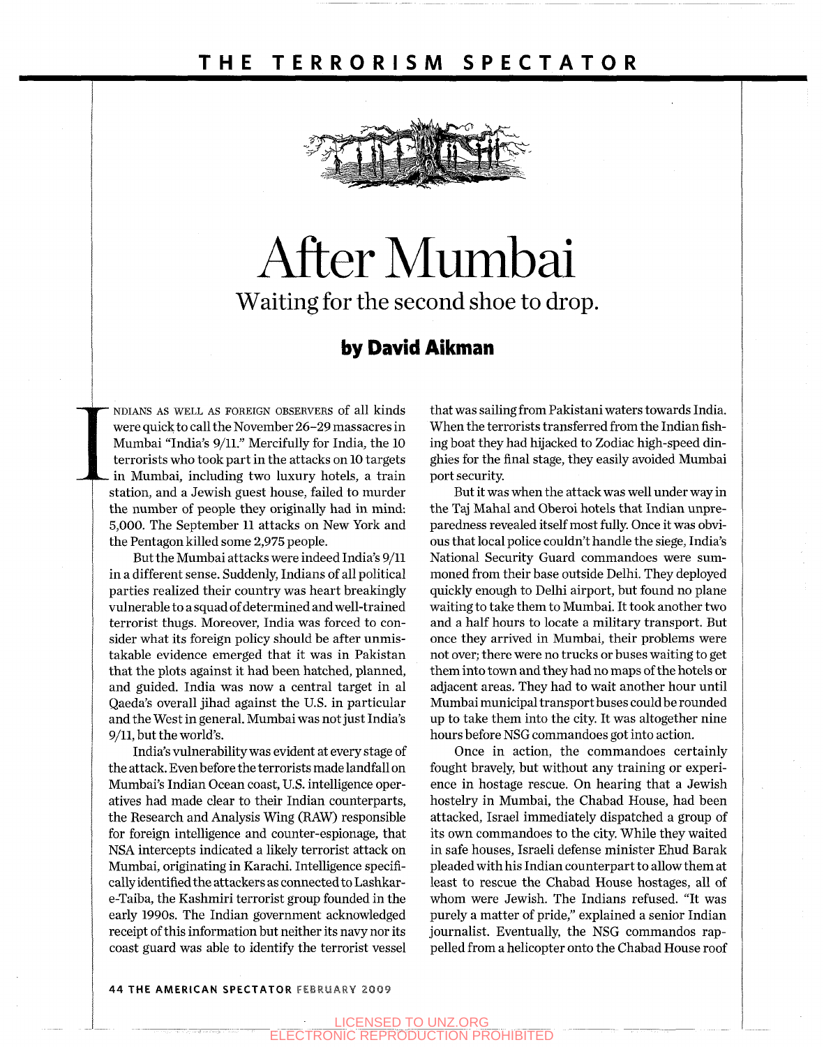# After Mumbai

## Waiting for the second shoe to drop.

### by David Aikman

INDIANS AS WELL AS FOREIGN OBSERVERS of all kinds were quick to call the November 26–29 massacres in Mumbai "India's 9/11." Mercifully for India, the 10 terrorists who took part in the attacks on 10 targets in Mumbai, including two luxury hotels, a train station, and a Jewish guest house, failed to murder the number of people they originally had in mind: 5,000. The September 11 attacks on New York and the Pentagon killed some 2,975 people.

But the Mumbai attacks were indeed India's 9/11 in a different sense. Suddenly, Indians of all political parties realized their country was heart breakingly vulnerable to a squad of determined and well-trained terrorist thugs. Moreover, India was forced to consider what its foreign policy should be after unmistakable evidence emerged that it was in Pakistan that the plots against it had been hatched, planned, and guided. India was now a central target in al Qaeda's overall jihad against the U.S. in particular and the West in general. Mumbai was not just India's 9/11, but the world's.

India's vulnerability was evident at every stage of the attack. Even before the terrorists made landfall on Mumbai's Indian Ocean coast, U.S. intelligence operatives had made clear to their Indian counterparts, the Research and Analysis Wing (RAW) responsible for foreign intelligence and counter-espionage, that NSA intercepts indicated a likely terrorist attack on Mumbai, originating in Karachi. Intelligence specifically identified the attackers as connected to Lashkar-e-Taiba, the Kashmiri terrorist group founded in the early 1990s. The Indian government acknowledged receipt of this information but neither its navy nor its coast guard was able to identify the terrorist vessel that was sailing from Pakistani waters towards India. When the terrorists transferred from the Indian fishing boat they had hijacked to Zodiac high-speed dinghies for the final stage, they easily avoided Mumbai port security.

But it was when the attack was well under way in the Taj Mahal and Oberoi hotels that Indian unpreparedness revealed itself most fully. Once it was obvious that local police couldn't handle the siege, India's National Security Guard commandoes were summoned from their base outside Delhi. They deployed quickly enough to Delhi airport, but found no plane waiting to take them to Mumbai. It took another two and a half hours to locate a military transport. But once they arrived in Mumbai, their problems were not over; there were no trucks or buses waiting to get them into town and they had no maps of the hotels or adjacent areas. They had to wait another hour until Mumbai municipal transport buses could be rounded up to take them into the city. It was altogether nine hours before NSG commandoes got into action.

Once in action, the commandoes certainly fought bravely, but without any training or experience in hostage rescue. On hearing that a Jewish hostelry in Mumbai, the Chabad House, had been attacked, Israel immediately dispatched a group of its own commandoes to the city. While they waited in safe houses, Israeli defense minister Ehud Barak pleaded with his Indian counterpart to allow them at least to rescue the Chabad House hostages, all of whom were Jewish. The Indians refused. "It was purely a matter of pride," explained a senior Indian journalist. Eventually, the NSG commandos rappelled from a helicopter onto the Chabad House roof